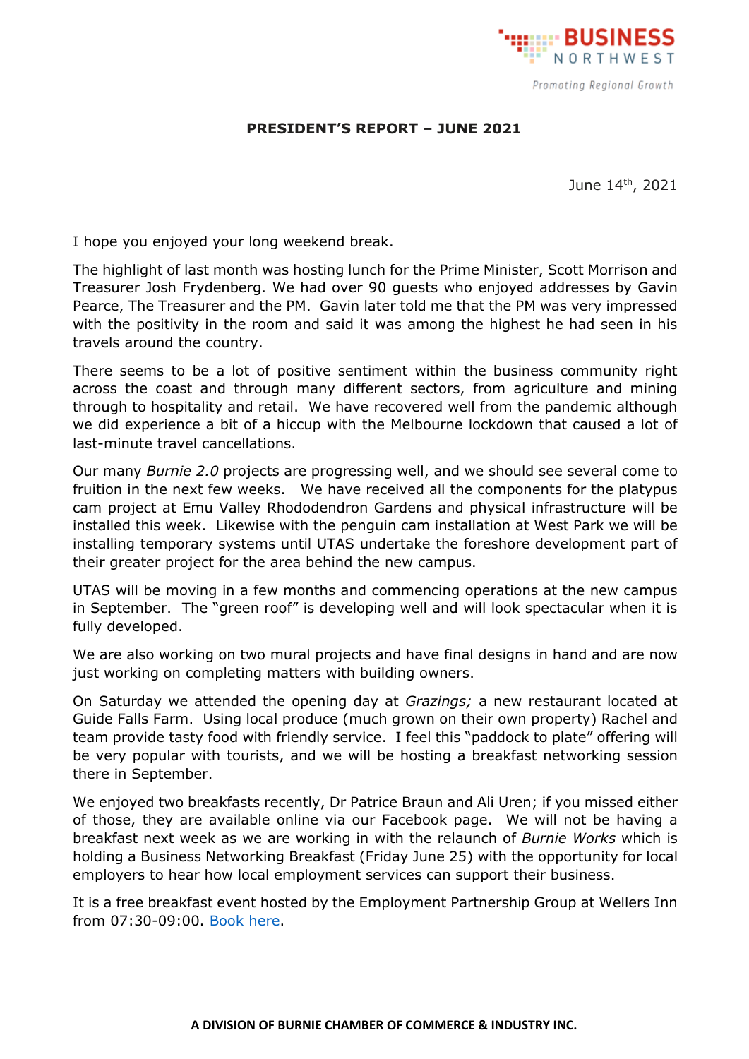BUSINESS NORTHWEST

*Promoting Regional Growth*

**PRESIDENT'S REPORT – JUNE 2021**

June 14th, 2021

I hope you enjoyed your long weekend break.

The highlight of last month was hosting lunch for the Prime Minister, Scott Morrison and Treasurer Josh Frydenberg. We had over 90 guests who enjoyed addresses by Gavin Pearce, The Treasurer and the PM. Gavin later told me that the PM was very impressed with the positivity in the room and said it was among the highest he had seen in his travels around the country.

There seems to be a lot of positive sentiment within the business community right across the coast and through many different sectors, from agriculture and mining through to hospitality and retail. We have recovered well from the pandemic although we did experience a bit of a hiccup with the Melbourne lockdown that caused a lot of last-minute travel cancellations.

Our many *Burnie 2.0* projects are progressing well, and we should see several come to fruition in the next few weeks. We have received all the components for the platypus cam project at Emu Valley Rhododendron Gardens and physical infrastructure will be installed this week. Likewise with the penguin cam installation at West Park we will be installing temporary systems until UTAS undertake the foreshore development part of their greater project for the area behind the new campus.

UTAS will be moving in a few months and commencing operations at the new campus in September. The "green roof" is developing well and will look spectacular when it is fully developed.

We are also working on two mural projects and have final designs in hand and are now just working on completing matters with building owners.

On Saturday we attended the opening day at *Grazings;* a new restaurant located at Guide Falls Farm. Using local produce (much grown on their own property) Rachel and team provide tasty food with friendly service. I feel this "paddock to plate" offering will be very popular with tourists, and we will be hosting a breakfast networking session there in September.

We enjoyed two breakfasts recently, Dr Patrice Braun and Ali Uren; if you missed either of those, they are available online via our Facebook page. We will not be having a breakfast next week as we are working in with the relaunch of *Burnie Works* which is holding a Business Networking Breakfast (Friday June 25) with the opportunity for local employers to hear how local employment services can support their business.

It is a free breakfast event hosted by the Employment Partnership Group at Wellers Inn from 07:30-09:00. Book here.

**A DIVISION OF BURNIE CHAMBER OF COMMERCE & INDUSTRY INC.**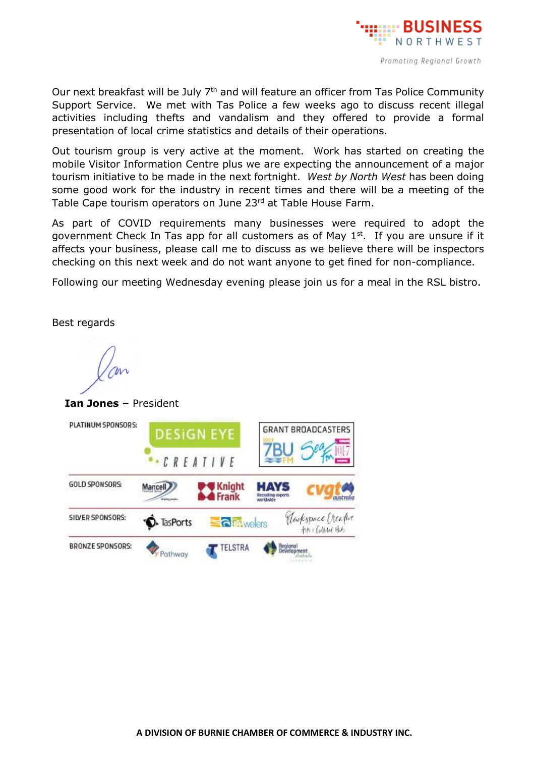Our next breakfast will be July 7th and will feature an officer from Tas Police Community Support Service. We met with Tas Police a few weeks ago to discuss recent illegal activities including thefts and vandalism and they offered to provide a formal presentation of local crime statistics and details of their operations.

Out tourism group is very active at the moment. Work has started on creating the mobile Visitor Information Centre plus we are expecting the announcement of a major tourism initiative to be made in the next fortnight. *West by North West* has been doing some good work for the industry in recent times and there will be a meeting of the Table Cape tourism operators on June 23rd at Table House Farm.

As part of COVID requirements many businesses were required to adopt the government Check In Tas app for all customers as of May 1st. If you are unsure if it affects your business, please call me to discuss as we believe there will be inspectors checking on this next week and do not want anyone to get fined for non-compliance.

Following our meeting Wednesday evening please join us for a meal in the RSL bistro.

Best regards

**Ian Jones –** President

PLATINUM SPONSORS: DESIGN EYE CREATIVE, GRANT BROADCASTERS 7BU Sea FM

GOLD SPONSORS: Mancell, Knight Frank, HAYS, cvgt australia

SILVER SPONSORS: TasPorts, Walkers, Makerspace Creative

BRONZE SPONSORS: Pathway, TELSTRA, Regional Development Australia

A DIVISION OF BURNIE CHAMBER OF COMMERCE & INDUSTRY INC.